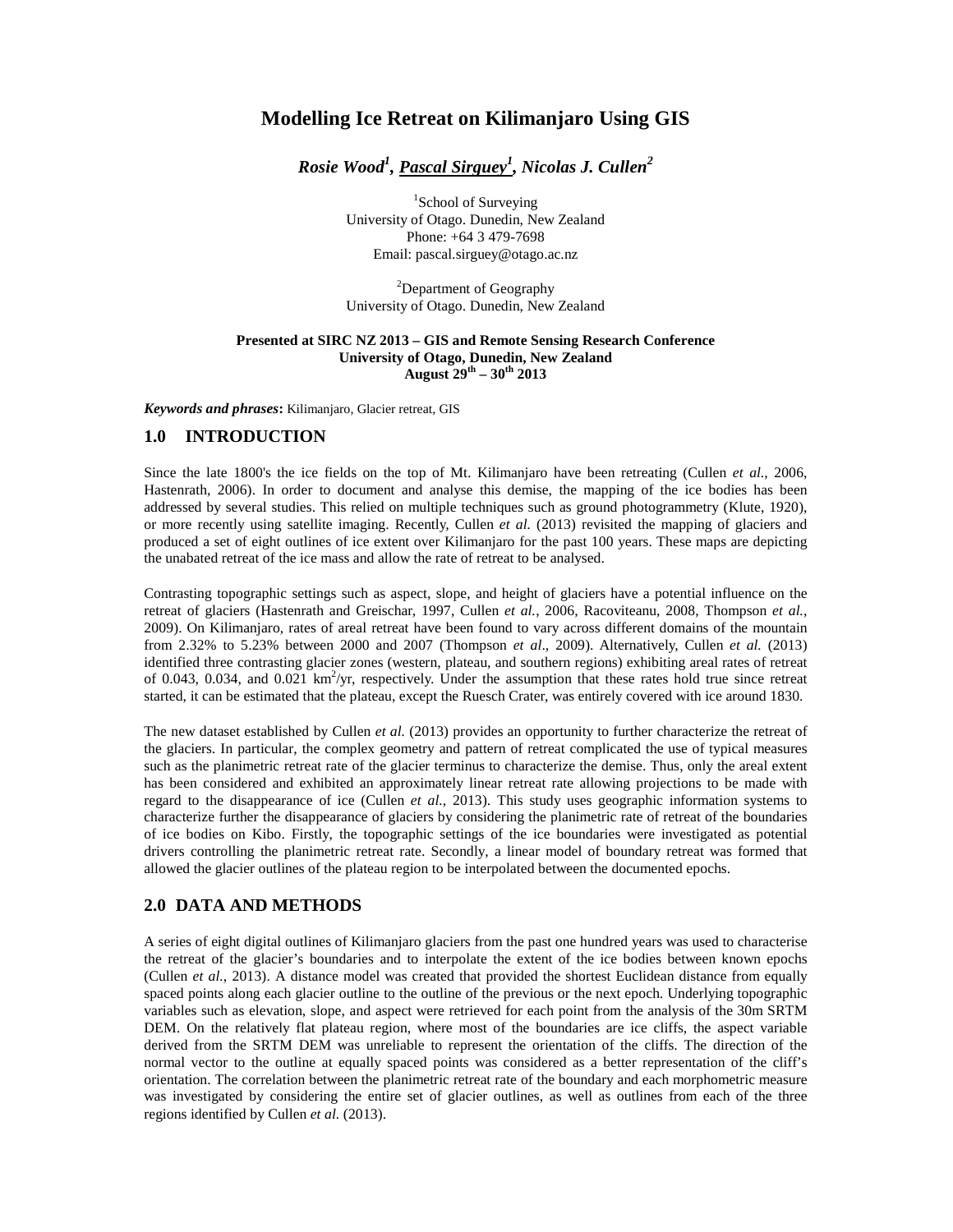# Modelling Ice Retreat on Kilimanjaro Using GIS

***Rosie Wood[1], <u>Pascal Sirguey[1]</u>, Nicolas J. Cullen[2]***

[1]School of Surveying
University of Otago. Dunedin, New Zealand
Phone: +64 3 479-7698
Email: pascal.sirguey@otago.ac.nz

[2]Department of Geography
University of Otago. Dunedin, New Zealand

**Presented at SIRC NZ 2013 – GIS and Remote Sensing Research Conference**
**University of Otago, Dunedin, New Zealand**
**August 29th – 30th 2013**

***Keywords and phrases*:** Kilimanjaro, Glacier retreat, GIS

## 1.0 INTRODUCTION

Since the late 1800's the ice fields on the top of Mt. Kilimanjaro have been retreating (Cullen *et al.*, 2006, Hastenrath, 2006). In order to document and analyse this demise, the mapping of the ice bodies has been addressed by several studies. This relied on multiple techniques such as ground photogrammetry (Klute, 1920), or more recently using satellite imaging. Recently, Cullen *et al.* (2013) revisited the mapping of glaciers and produced a set of eight outlines of ice extent over Kilimanjaro for the past 100 years. These maps are depicting the unabated retreat of the ice mass and allow the rate of retreat to be analysed.

Contrasting topographic settings such as aspect, slope, and height of glaciers have a potential influence on the retreat of glaciers (Hastenrath and Greischar, 1997, Cullen *et al.*, 2006, Racoviteanu, 2008, Thompson *et al.*, 2009). On Kilimanjaro, rates of areal retreat have been found to vary across different domains of the mountain from 2.32% to 5.23% between 2000 and 2007 (Thompson *et al*., 2009). Alternatively, Cullen *et al.* (2013) identified three contrasting glacier zones (western, plateau, and southern regions) exhibiting areal rates of retreat of 0.043, 0.034, and 0.021 $km^2$/yr, respectively. Under the assumption that these rates hold true since retreat started, it can be estimated that the plateau, except the Ruesch Crater, was entirely covered with ice around 1830.

The new dataset established by Cullen *et al.* (2013) provides an opportunity to further characterize the retreat of the glaciers. In particular, the complex geometry and pattern of retreat complicated the use of typical measures such as the planimetric retreat rate of the glacier terminus to characterize the demise. Thus, only the areal extent has been considered and exhibited an approximately linear retreat rate allowing projections to be made with regard to the disappearance of ice (Cullen *et al.*, 2013). This study uses geographic information systems to characterize further the disappearance of glaciers by considering the planimetric rate of retreat of the boundaries of ice bodies on Kibo. Firstly, the topographic settings of the ice boundaries were investigated as potential drivers controlling the planimetric retreat rate. Secondly, a linear model of boundary retreat was formed that allowed the glacier outlines of the plateau region to be interpolated between the documented epochs.

## 2.0 DATA AND METHODS

A series of eight digital outlines of Kilimanjaro glaciers from the past one hundred years was used to characterise the retreat of the glacier's boundaries and to interpolate the extent of the ice bodies between known epochs (Cullen *et al*., 2013). A distance model was created that provided the shortest Euclidean distance from equally spaced points along each glacier outline to the outline of the previous or the next epoch. Underlying topographic variables such as elevation, slope, and aspect were retrieved for each point from the analysis of the 30m SRTM DEM. On the relatively flat plateau region, where most of the boundaries are ice cliffs, the aspect variable derived from the SRTM DEM was unreliable to represent the orientation of the cliffs. The direction of the normal vector to the outline at equally spaced points was considered as a better representation of the cliff's orientation. The correlation between the planimetric retreat rate of the boundary and each morphometric measure was investigated by considering the entire set of glacier outlines, as well as outlines from each of the three regions identified by Cullen *et al.* (2013).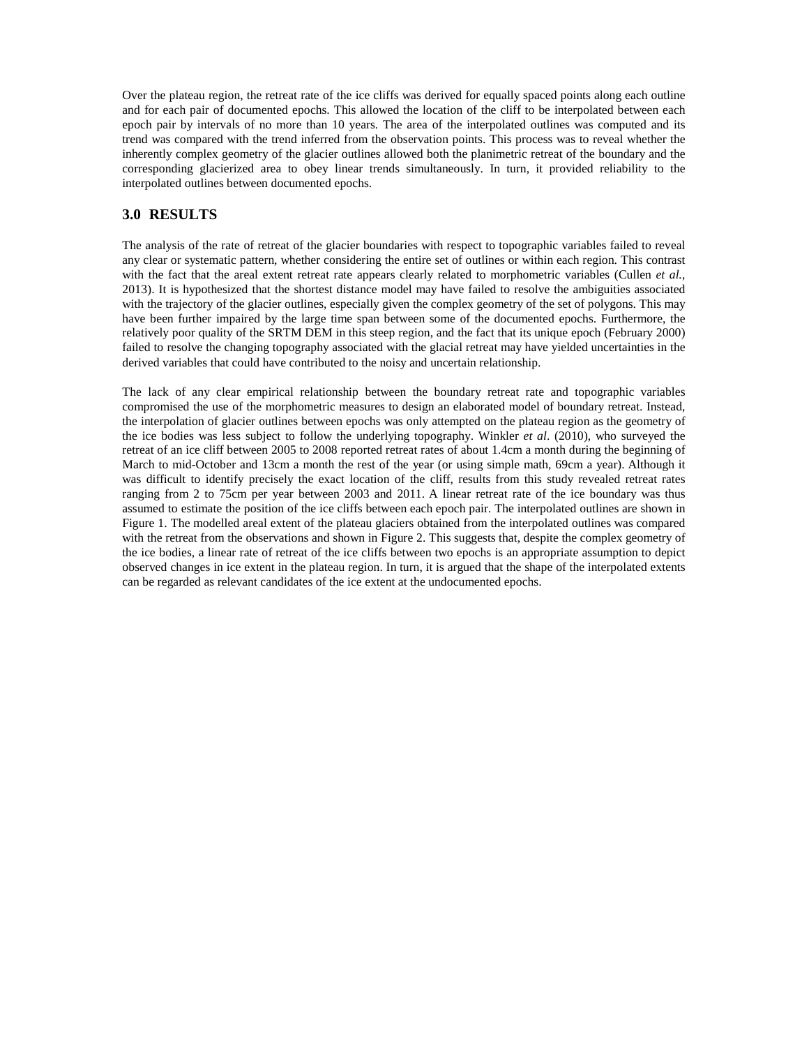Over the plateau region, the retreat rate of the ice cliffs was derived for equally spaced points along each outline and for each pair of documented epochs. This allowed the location of the cliff to be interpolated between each epoch pair by intervals of no more than 10 years. The area of the interpolated outlines was computed and its trend was compared with the trend inferred from the observation points. This process was to reveal whether the inherently complex geometry of the glacier outlines allowed both the planimetric retreat of the boundary and the corresponding glacierized area to obey linear trends simultaneously. In turn, it provided reliability to the interpolated outlines between documented epochs.

## 3.0 RESULTS

The analysis of the rate of retreat of the glacier boundaries with respect to topographic variables failed to reveal any clear or systematic pattern, whether considering the entire set of outlines or within each region. This contrast with the fact that the areal extent retreat rate appears clearly related to morphometric variables (Cullen *et al.*, 2013). It is hypothesized that the shortest distance model may have failed to resolve the ambiguities associated with the trajectory of the glacier outlines, especially given the complex geometry of the set of polygons. This may have been further impaired by the large time span between some of the documented epochs. Furthermore, the relatively poor quality of the SRTM DEM in this steep region, and the fact that its unique epoch (February 2000) failed to resolve the changing topography associated with the glacial retreat may have yielded uncertainties in the derived variables that could have contributed to the noisy and uncertain relationship.

The lack of any clear empirical relationship between the boundary retreat rate and topographic variables compromised the use of the morphometric measures to design an elaborated model of boundary retreat. Instead, the interpolation of glacier outlines between epochs was only attempted on the plateau region as the geometry of the ice bodies was less subject to follow the underlying topography. Winkler *et al*. (2010), who surveyed the retreat of an ice cliff between 2005 to 2008 reported retreat rates of about 1.4cm a month during the beginning of March to mid-October and 13cm a month the rest of the year (or using simple math, 69cm a year). Although it was difficult to identify precisely the exact location of the cliff, results from this study revealed retreat rates ranging from 2 to 75cm per year between 2003 and 2011. A linear retreat rate of the ice boundary was thus assumed to estimate the position of the ice cliffs between each epoch pair. The interpolated outlines are shown in Figure 1. The modelled areal extent of the plateau glaciers obtained from the interpolated outlines was compared with the retreat from the observations and shown in Figure 2. This suggests that, despite the complex geometry of the ice bodies, a linear rate of retreat of the ice cliffs between two epochs is an appropriate assumption to depict observed changes in ice extent in the plateau region. In turn, it is argued that the shape of the interpolated extents can be regarded as relevant candidates of the ice extent at the undocumented epochs.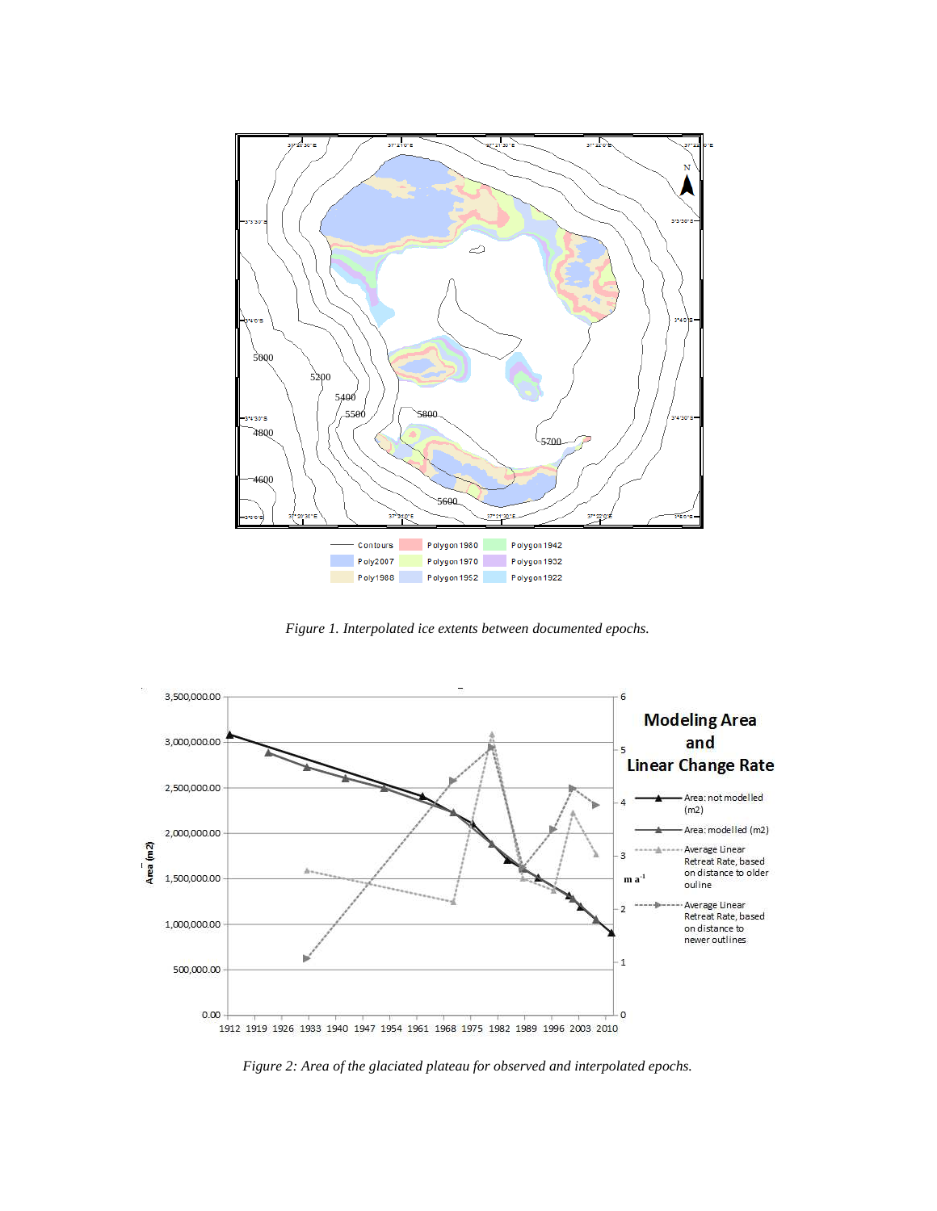*Figure 1. Interpolated ice extents between documented epochs.*

*Figure 2: Area of the glaciated plateau for observed and interpolated epochs.*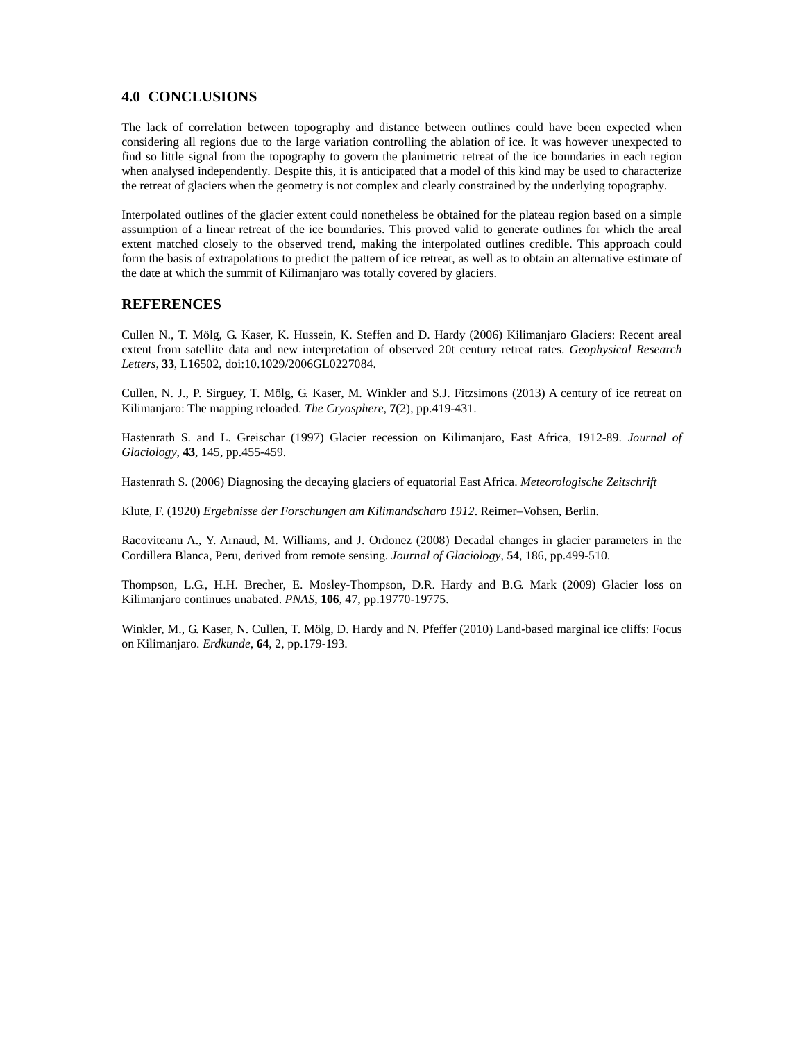## 4.0 CONCLUSIONS

The lack of correlation between topography and distance between outlines could have been expected when considering all regions due to the large variation controlling the ablation of ice. It was however unexpected to find so little signal from the topography to govern the planimetric retreat of the ice boundaries in each region when analysed independently. Despite this, it is anticipated that a model of this kind may be used to characterize the retreat of glaciers when the geometry is not complex and clearly constrained by the underlying topography.

Interpolated outlines of the glacier extent could nonetheless be obtained for the plateau region based on a simple assumption of a linear retreat of the ice boundaries. This proved valid to generate outlines for which the areal extent matched closely to the observed trend, making the interpolated outlines credible. This approach could form the basis of extrapolations to predict the pattern of ice retreat, as well as to obtain an alternative estimate of the date at which the summit of Kilimanjaro was totally covered by glaciers.

## REFERENCES

Cullen N., T. Mölg, G. Kaser, K. Hussein, K. Steffen and D. Hardy (2006) Kilimanjaro Glaciers: Recent areal extent from satellite data and new interpretation of observed 20t century retreat rates. *Geophysical Research Letters*, **33**, L16502, doi:10.1029/2006GL0227084.

Cullen, N. J., P. Sirguey, T. Mölg, G. Kaser, M. Winkler and S.J. Fitzsimons (2013) A century of ice retreat on Kilimanjaro: The mapping reloaded. *The Cryosphere*, **7**(2), pp.419-431.

Hastenrath S. and L. Greischar (1997) Glacier recession on Kilimanjaro, East Africa, 1912-89. *Journal of Glaciology*, **43**, 145, pp.455-459.

Hastenrath S. (2006) Diagnosing the decaying glaciers of equatorial East Africa. *Meteorologische Zeitschrift*

Klute, F. (1920) *Ergebnisse der Forschungen am Kilimandscharo 1912*. Reimer–Vohsen, Berlin.

Racoviteanu A., Y. Arnaud, M. Williams, and J. Ordonez (2008) Decadal changes in glacier parameters in the Cordillera Blanca, Peru, derived from remote sensing. *Journal of Glaciology*, **54**, 186, pp.499-510.

Thompson, L.G., H.H. Brecher, E. Mosley-Thompson, D.R. Hardy and B.G. Mark (2009) Glacier loss on Kilimanjaro continues unabated. *PNAS*, **106**, 47, pp.19770-19775.

Winkler, M., G. Kaser, N. Cullen, T. Mölg, D. Hardy and N. Pfeffer (2010) Land-based marginal ice cliffs: Focus on Kilimanjaro. *Erdkunde*, **64**, 2, pp.179-193.